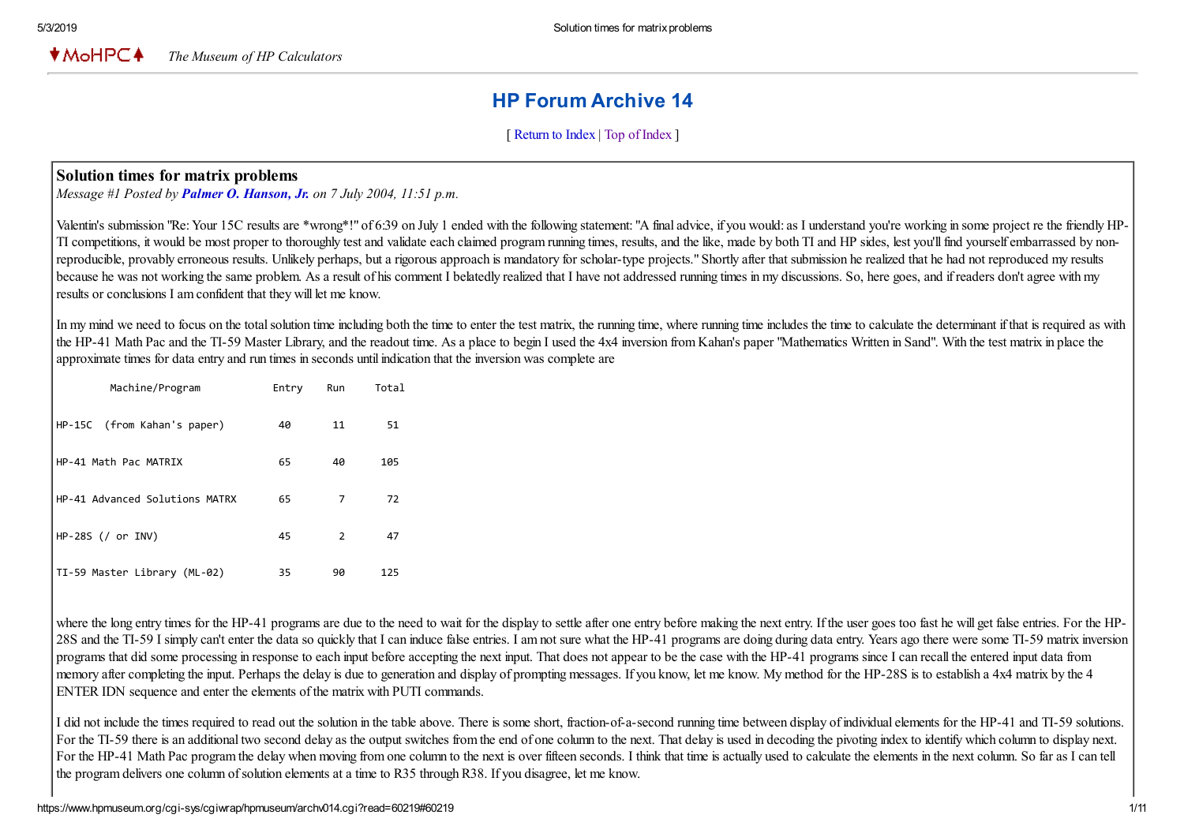♦MoHPC♠ *The Museum of HP Calculators*

# HP Forum Archive 14

[ Return to Index | Top of Index ]

## Solution times for matrix problems

*Message #1 Posted by **Palmer O. Hanson, Jr.** on 7 July 2004, 11:51 p.m.*

Valentin's submission "Re: Your 15C results are *wrong*!" of 6:39 on July 1 ended with the following statement: "A final advice, if you would: as I understand you're working in some project re the friendly HP-TI competitions, it would be most proper to thoroughly test and validate each claimed program running times, results, and the like, made by both TI and HP sides, lest you'll find yourself embarrassed by non-reproducible, provably erroneous results. Unlikely perhaps, but a rigorous approach is mandatory for scholar-type projects." Shortly after that submission he realized that he had not reproduced my results because he was not working the same problem. As a result of his comment I belatedly realized that I have not addressed running times in my discussions. So, here goes, and if readers don't agree with my results or conclusions I am confident that they will let me know.

In my mind we need to focus on the total solution time including both the time to enter the test matrix, the running time, where running time includes the time to calculate the determinant if that is required as with the HP-41 Math Pac and the TI-59 Master Library, and the readout time. As a place to begin I used the 4x4 inversion from Kahan's paper "Mathematics Written in Sand". With the test matrix in place the approximate times for data entry and run times in seconds until indication that the inversion was complete are

| Machine/Program | Entry | Run | Total |
|---|---|---|---|
| HP-15C (from Kahan's paper) | 40 | 11 | 51 |
| HP-41 Math Pac MATRIX | 65 | 40 | 105 |
| HP-41 Advanced Solutions MATRX | 65 | 7 | 72 |
| HP-28S (/ or INV) | 45 | 2 | 47 |
| TI-59 Master Library (ML-02) | 35 | 90 | 125 |

where the long entry times for the HP-41 programs are due to the need to wait for the display to settle after one entry before making the next entry. If the user goes too fast he will get false entries. For the HP-28S and the TI-59 I simply can't enter the data so quickly that I can induce false entries. I am not sure what the HP-41 programs are doing during data entry. Years ago there were some TI-59 matrix inversion programs that did some processing in response to each input before accepting the next input. That does not appear to be the case with the HP-41 programs since I can recall the entered input data from memory after completing the input. Perhaps the delay is due to generation and display of prompting messages. If you know, let me know. My method for the HP-28S is to establish a 4x4 matrix by the 4 ENTER IDN sequence and enter the elements of the matrix with PUTI commands.

I did not include the times required to read out the solution in the table above. There is some short, fraction-of-a-second running time between display of individual elements for the HP-41 and TI-59 solutions. For the TI-59 there is an additional two second delay as the output switches from the end of one column to the next. That delay is used in decoding the pivoting index to identify which column to display next. For the HP-41 Math Pac program the delay when moving from one column to the next is over fifteen seconds. I think that time is actually used to calculate the elements in the next column. So far as I can tell the program delivers one column of solution elements at a time to R35 through R38. If you disagree, let me know.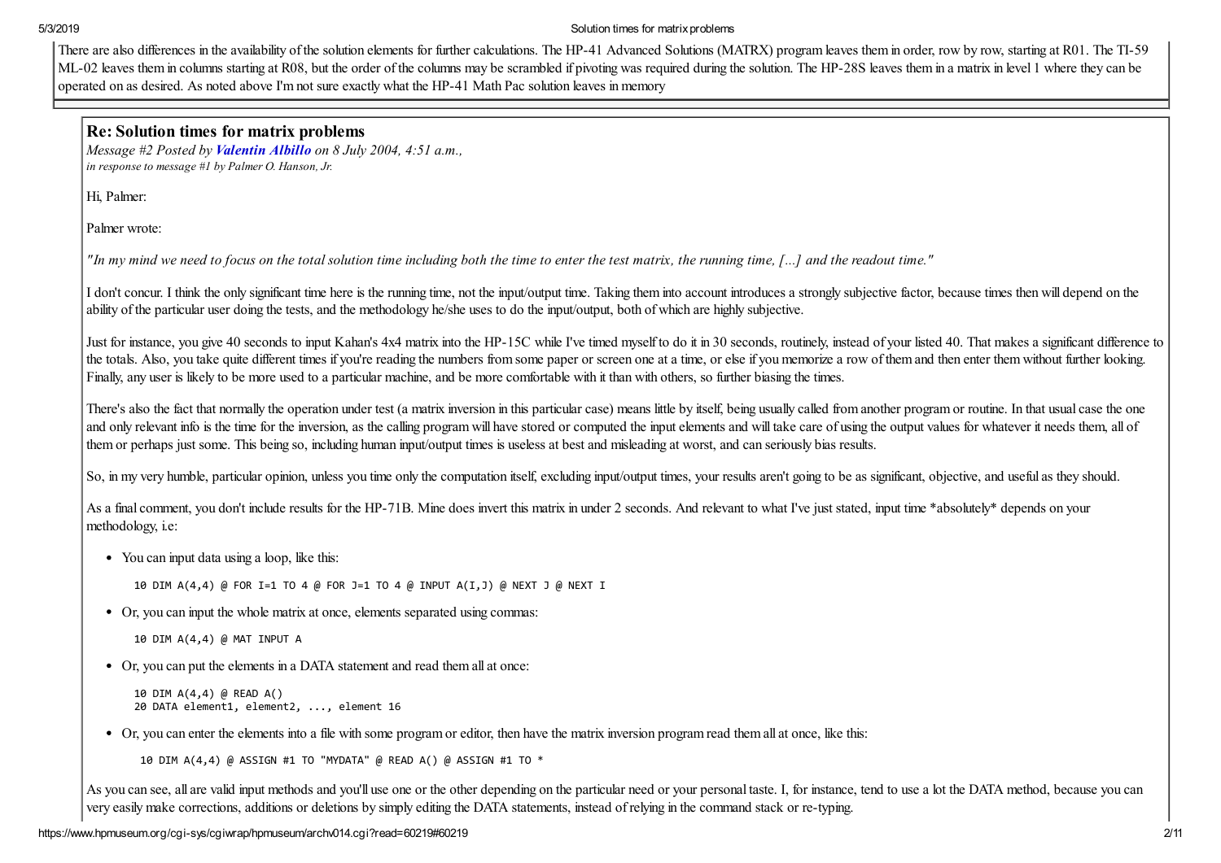There are also differences in the availability of the solution elements for further calculations. The HP-41 Advanced Solutions (MATRX) program leaves them in order, row by row, starting at R01. The TI-59 ML-02 leaves them in columns starting at R08, but the order of the columns may be scrambled if pivoting was required during the solution. The HP-28S leaves them in a matrix in level 1 where they can be operated on as desired. As noted above I'm not sure exactly what the HP-41 Math Pac solution leaves in memory

## Re: Solution times for matrix problems

*Message #2 Posted by* ***Valentin Albillo*** *on 8 July 2004, 4:51 a.m.,*
*in response to message #1 by Palmer O. Hanson, Jr.*

Hi, Palmer:

Palmer wrote:

*"In my mind we need to focus on the total solution time including both the time to enter the test matrix, the running time, [...] and the readout time."*

I don't concur. I think the only significant time here is the running time, not the input/output time. Taking them into account introduces a strongly subjective factor, because times then will depend on the ability of the particular user doing the tests, and the methodology he/she uses to do the input/output, both of which are highly subjective.

Just for instance, you give 40 seconds to input Kahan's 4x4 matrix into the HP-15C while I've timed myself to do it in 30 seconds, routinely, instead of your listed 40. That makes a significant difference to the totals. Also, you take quite different times if you're reading the numbers from some paper or screen one at a time, or else if you memorize a row of them and then enter them without further looking. Finally, any user is likely to be more used to a particular machine, and be more comfortable with it than with others, so further biasing the times.

There's also the fact that normally the operation under test (a matrix inversion in this particular case) means little by itself, being usually called from another program or routine. In that usual case the one and only relevant info is the time for the inversion, as the calling program will have stored or computed the input elements and will take care of using the output values for whatever it needs them, all of them or perhaps just some. This being so, including human input/output times is useless at best and misleading at worst, and can seriously bias results.

So, in my very humble, particular opinion, unless you time only the computation itself, excluding input/output times, your results aren't going to be as significant, objective, and useful as they should.

As a final comment, you don't include results for the HP-71B. Mine does invert this matrix in under 2 seconds. And relevant to what I've just stated, input time *absolutely* depends on your methodology, i.e:

- You can input data using a loop, like this:

  ```
  10 DIM A(4,4) @ FOR I=1 TO 4 @ FOR J=1 TO 4 @ INPUT A(I,J) @ NEXT J @ NEXT I
  ```

- Or, you can input the whole matrix at once, elements separated using commas:

  ```
  10 DIM A(4,4) @ MAT INPUT A
  ```

- Or, you can put the elements in a DATA statement and read them all at once:

  ```
  10 DIM A(4,4) @ READ A()
  20 DATA element1, element2, ..., element 16
  ```

- Or, you can enter the elements into a file with some program or editor, then have the matrix inversion program read them all at once, like this:

  ```
  10 DIM A(4,4) @ ASSIGN #1 TO "MYDATA" @ READ A() @ ASSIGN #1 TO *
  ```

As you can see, all are valid input methods and you'll use one or the other depending on the particular need or your personal taste. I, for instance, tend to use a lot the DATA method, because you can very easily make corrections, additions or deletions by simply editing the DATA statements, instead of relying in the command stack or re-typing.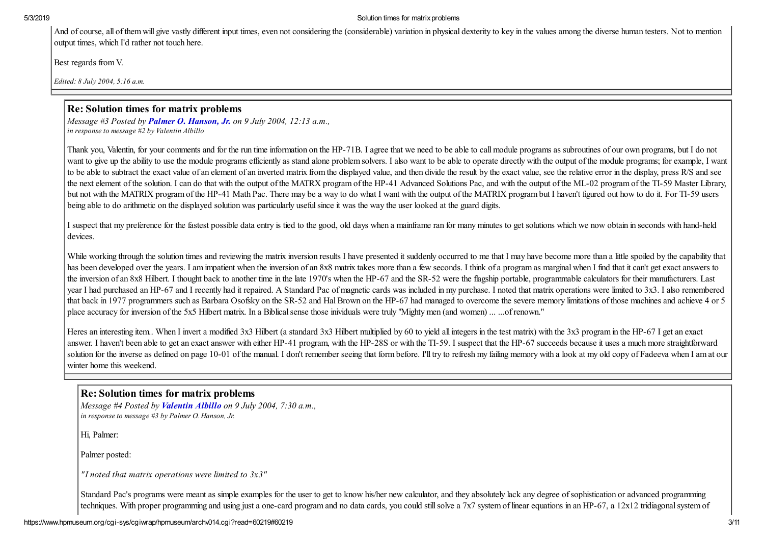And of course, all of them will give vastly different input times, even not considering the (considerable) variation in physical dexterity to key in the values among the diverse human testers. Not to mention output times, which I'd rather not touch here.

Best regards from V.

*Edited: 8 July 2004, 5:16 a.m.*

## Re: Solution times for matrix problems

*Message #3 Posted by **Palmer O. Hanson, Jr.** on 9 July 2004, 12:13 a.m., in response to message #2 by Valentin Albillo*

Thank you, Valentin, for your comments and for the run time information on the HP-71B. I agree that we need to be able to call module programs as subroutines of our own programs, but I do not want to give up the ability to use the module programs efficiently as stand alone problem solvers. I also want to be able to operate directly with the output of the module programs; for example, I want to be able to subtract the exact value of an element of an inverted matrix from the displayed value, and then divide the result by the exact value, see the relative error in the display, press R/S and see the next element of the solution. I can do that with the output of the MATRX program of the HP-41 Advanced Solutions Pac, and with the output of the ML-02 program of the TI-59 Master Library, but not with the MATRIX program of the HP-41 Math Pac. There may be a way to do what I want with the output of the MATRIX program but I haven't figured out how to do it. For TI-59 users being able to do arithmetic on the displayed solution was particularly useful since it was the way the user looked at the guard digits.

I suspect that my preference for the fastest possible data entry is tied to the good, old days when a mainframe ran for many minutes to get solutions which we now obtain in seconds with hand-held devices.

While working through the solution times and reviewing the matrix inversion results I have presented it suddenly occurred to me that I may have become more than a little spoiled by the capability that has been developed over the years. I am impatient when the inversion of an 8x8 matrix takes more than a few seconds. I think of a program as marginal when I find that it can't get exact answers to the inversion of an 8x8 Hilbert. I thought back to another time in the late 1970's when the HP-67 and the SR-52 were the flagship portable, programmable calculators for their manufacturers. Last year I had purchased an HP-67 and I recently had it repaired. A Standard Pac of magnetic cards was included in my purchase. I noted that matrix operations were limited to 3x3. I also remembered that back in 1977 programmers such as Barbara Osofsky on the SR-52 and Hal Brown on the HP-67 had managed to overcome the severe memory limitations of those machines and achieve 4 or 5 place accuracy for inversion of the 5x5 Hilbert matrix. In a Biblical sense those inividuals were truly "Mighty men (and women) ... ...of renown."

Heres an interesting item.. When I invert a modified 3x3 Hilbert (a standard 3x3 Hilbert multiplied by 60 to yield all integers in the test matrix) with the 3x3 program in the HP-67 I get an exact answer. I haven't been able to get an exact answer with either HP-41 program, with the HP-28S or with the TI-59. I suspect that the HP-67 succeeds because it uses a much more straightforward solution for the inverse as defined on page 10-01 of the manual. I don't remember seeing that form before. I'll try to refresh my failing memory with a look at my old copy of Fadeeva when I am at our winter home this weekend.

## Re: Solution times for matrix problems

*Message #4 Posted by **Valentin Albillo** on 9 July 2004, 7:30 a.m., in response to message #3 by Palmer O. Hanson, Jr.*

Hi, Palmer:

Palmer posted:

*"I noted that matrix operations were limited to 3x3"*

Standard Pac's programs were meant as simple examples for the user to get to know his/her new calculator, and they absolutely lack any degree of sophistication or advanced programming techniques. With proper programming and using just a one-card program and no data cards, you could still solve a 7x7 system of linear equations in an HP-67, a 12x12 tridiagonal system of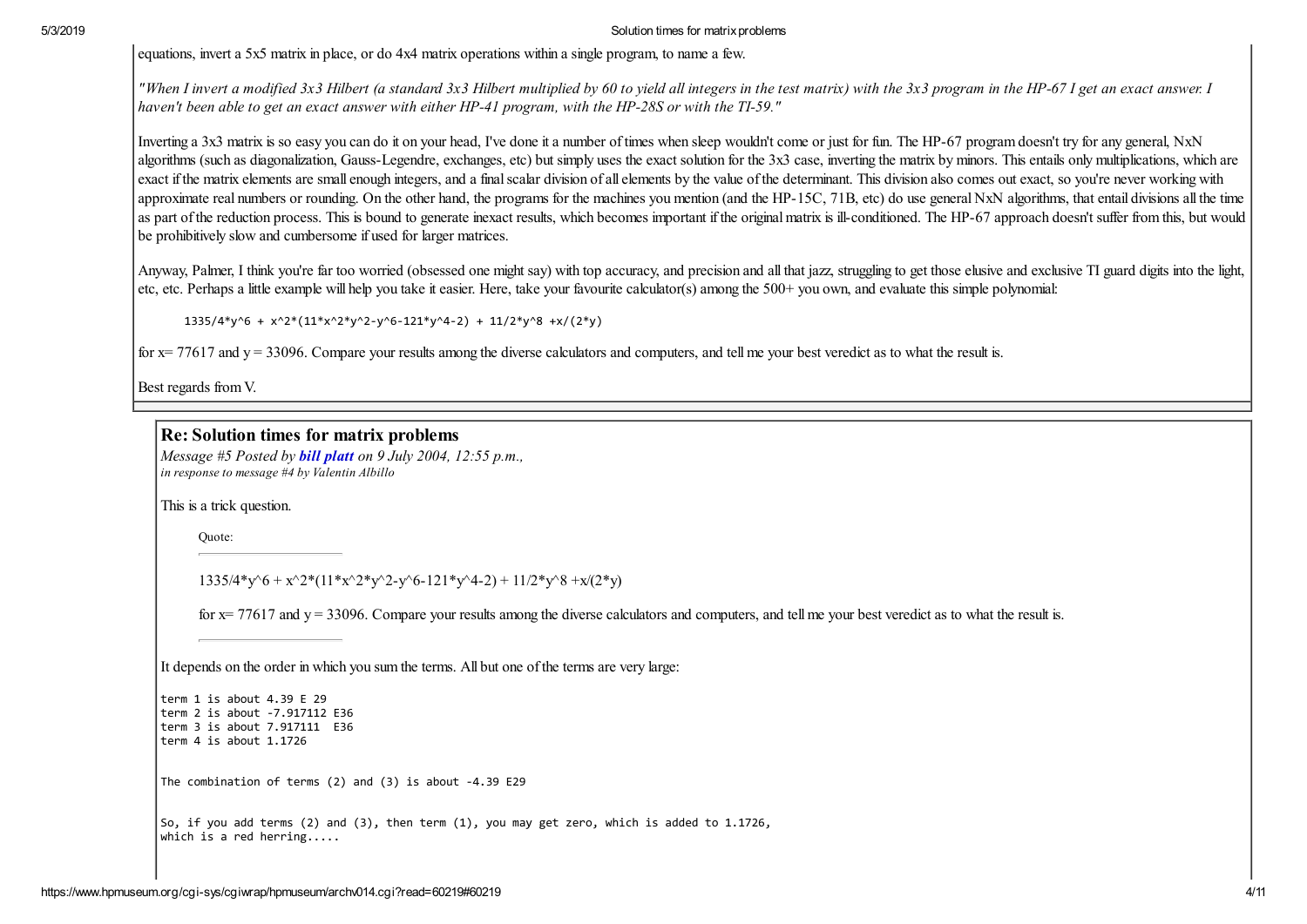equations, invert a 5x5 matrix in place, or do 4x4 matrix operations within a single program, to name a few.

*"When I invert a modified 3x3 Hilbert (a standard 3x3 Hilbert multiplied by 60 to yield all integers in the test matrix) with the 3x3 program in the HP-67 I get an exact answer. I haven't been able to get an exact answer with either HP-41 program, with the HP-28S or with the TI-59."*

Inverting a 3x3 matrix is so easy you can do it on your head, I've done it a number of times when sleep wouldn't come or just for fun. The HP-67 program doesn't try for any general, NxN algorithms (such as diagonalization, Gauss-Legendre, exchanges, etc) but simply uses the exact solution for the 3x3 case, inverting the matrix by minors. This entails only multiplications, which are exact if the matrix elements are small enough integers, and a final scalar division of all elements by the value of the determinant. This division also comes out exact, so you're never working with approximate real numbers or rounding. On the other hand, the programs for the machines you mention (and the HP-15C, 71B, etc) do use general NxN algorithms, that entail divisions all the time as part of the reduction process. This is bound to generate inexact results, which becomes important if the original matrix is ill-conditioned. The HP-67 approach doesn't suffer from this, but would be prohibitively slow and cumbersome if used for larger matrices.

Anyway, Palmer, I think you're far too worried (obsessed one might say) with top accuracy, and precision and all that jazz, struggling to get those elusive and exclusive TI guard digits into the light, etc, etc. Perhaps a little example will help you take it easier. Here, take your favourite calculator(s) among the 500+ you own, and evaluate this simple polynomial:

```
1335/4*y^6 + x^2*(11*x^2*y^2-y^6-121*y^4-2) + 11/2*y^8 +x/(2*y)
```

for x= 77617 and y = 33096. Compare your results among the diverse calculators and computers, and tell me your best veredict as to what the result is.

Best regards from V.

## Re: Solution times for matrix problems

*Message #5 Posted by* ***bill platt*** *on 9 July 2004, 12:55 p.m.,*
*in response to message #4 by Valentin Albillo*

This is a trick question.

> Quote:
>
> 1335/4\*y^6 + x^2\*(11\*x^2\*y^2-y^6-121\*y^4-2) + 11/2\*y^8 +x/(2\*y)
>
> for x= 77617 and y = 33096. Compare your results among the diverse calculators and computers, and tell me your best veredict as to what the result is.

It depends on the order in which you sum the terms. All but one of the terms are very large:

```
term 1 is about 4.39 E 29
term 2 is about -7.917112 E36
term 3 is about 7.917111  E36
term 4 is about 1.1726


The combination of terms (2) and (3) is about -4.39 E29


So, if you add terms (2) and (3), then term (1), you may get zero, which is added to 1.1726,
which is a red herring.....
```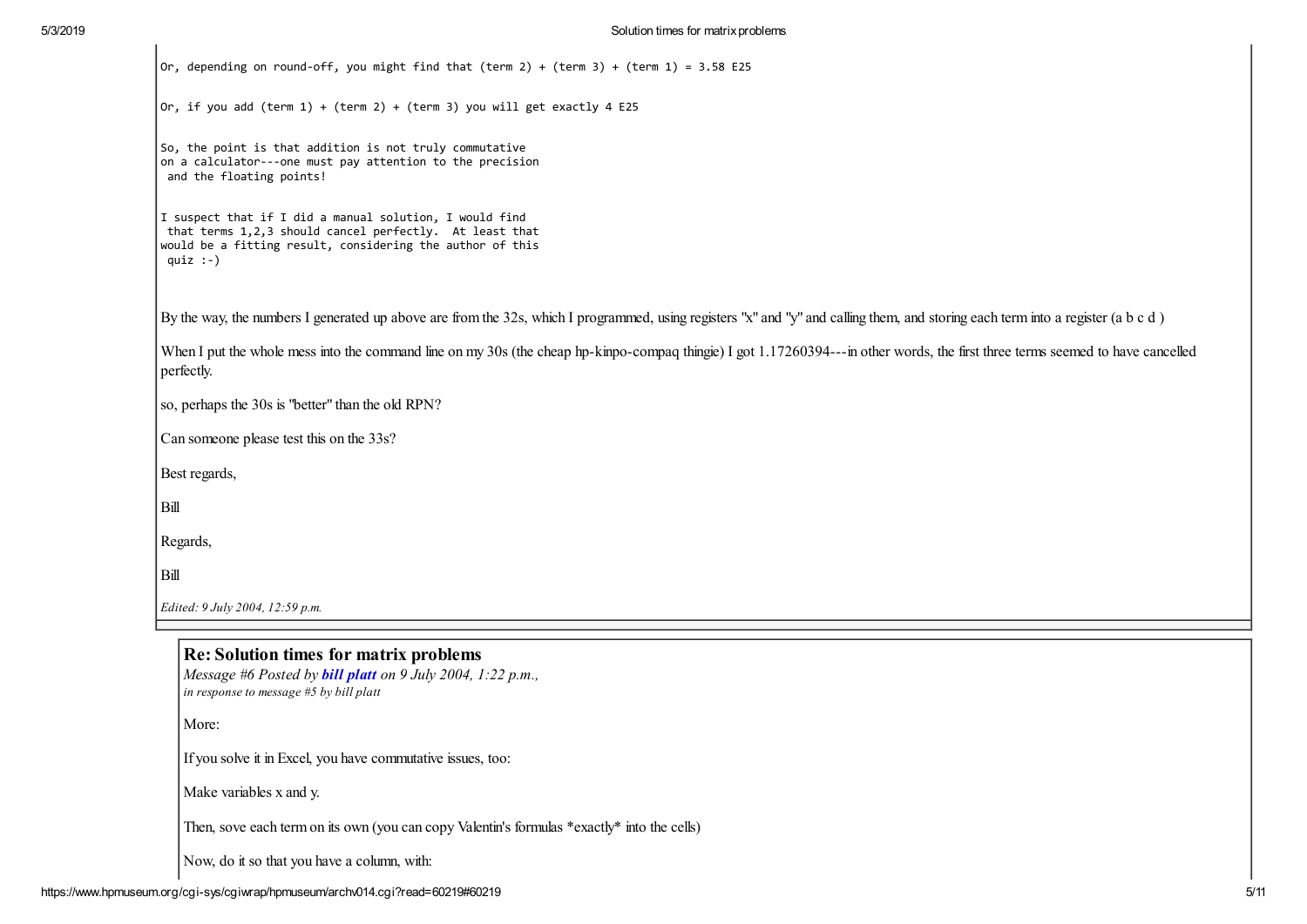```
Or, depending on round-off, you might find that (term 2) + (term 3) + (term 1) = 3.58 E25


Or, if you add (term 1) + (term 2) + (term 3) you will get exactly 4 E25


So, the point is that addition is not truly commutative
on a calculator---one must pay attention to the precision
 and the floating points!


I suspect that if I did a manual solution, I would find
 that terms 1,2,3 should cancel perfectly.  At least that
would be a fitting result, considering the author of this
 quiz :-)
```

By the way, the numbers I generated up above are from the 32s, which I programmed, using registers "x" and "y" and calling them, and storing each term into a register (a b c d )

When I put the whole mess into the command line on my 30s (the cheap hp-kinpo-compaq thingie) I got 1.17260394---in other words, the first three terms seemed to have cancelled perfectly.

so, perhaps the 30s is "better" than the old RPN?

Can someone please test this on the 33s?

Best regards,

Bill

Regards,

Bill

*Edited: 9 July 2004, 12:59 p.m.*

## Re: Solution times for matrix problems

*Message #6 Posted by* ***bill platt*** *on 9 July 2004, 1:22 p.m.,*
*in response to message #5 by bill platt*

More:

If you solve it in Excel, you have commutative issues, too:

Make variables x and y.

Then, sove each term on its own (you can copy Valentin's formulas *exactly* into the cells)

Now, do it so that you have a column, with: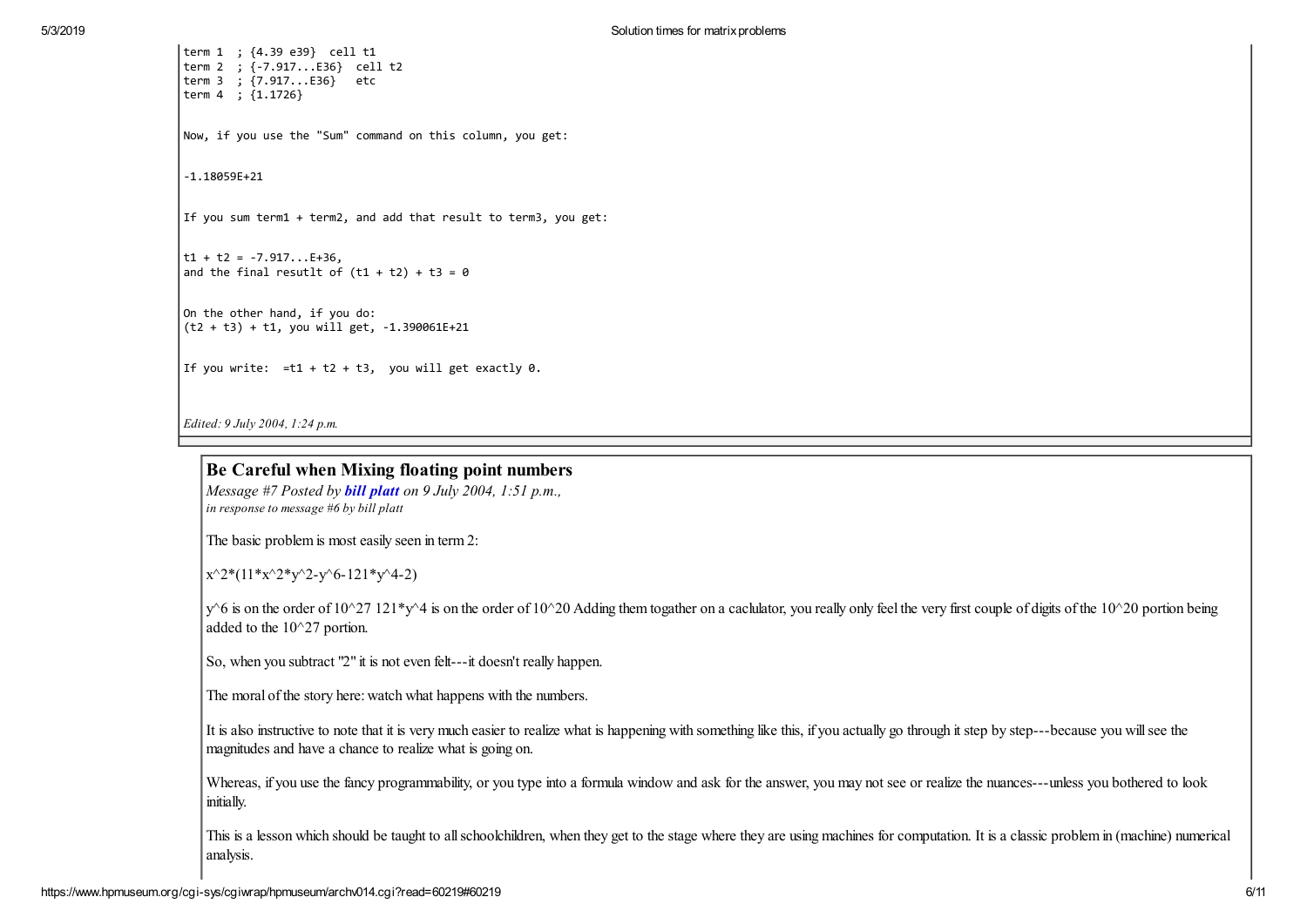```
term 1  ; {4.39 e39}  cell t1
term 2  ; {-7.917...E36}  cell t2
term 3  ; {7.917...E36}   etc
term 4  ; {1.1726}


Now, if you use the "Sum" command on this column, you get:


-1.18059E+21


If you sum term1 + term2, and add that result to term3, you get:


t1 + t2 = -7.917...E+36,
and the final resutlt of (t1 + t2) + t3 = 0


On the other hand, if you do:
(t2 + t3) + t1, you will get, -1.390061E+21


If you write:  =t1 + t2 + t3,  you will get exactly 0.
```

*Edited: 9 July 2004, 1:24 p.m.*

## Be Careful when Mixing floating point numbers

*Message #7 Posted by **bill platt** on 9 July 2004, 1:51 p.m.,*
*in response to message #6 by bill platt*

The basic problem is most easily seen in term 2:

x^2*(11*x^2*y^2-y^6-121*y^4-2)

y^6 is on the order of 10^27 121*y^4 is on the order of 10^20 Adding them togather on a caclulator, you really only feel the very first couple of digits of the 10^20 portion being added to the 10^27 portion.

So, when you subtract "2" it is not even felt---it doesn't really happen.

The moral of the story here: watch what happens with the numbers.

It is also instructive to note that it is very much easier to realize what is happening with something like this, if you actually go through it step by step---because you will see the magnitudes and have a chance to realize what is going on.

Whereas, if you use the fancy programmability, or you type into a formula window and ask for the answer, you may not see or realize the nuances---unless you bothered to look initially.

This is a lesson which should be taught to all schoolchildren, when they get to the stage where they are using machines for computation. It is a classic problem in (machine) numerical analysis.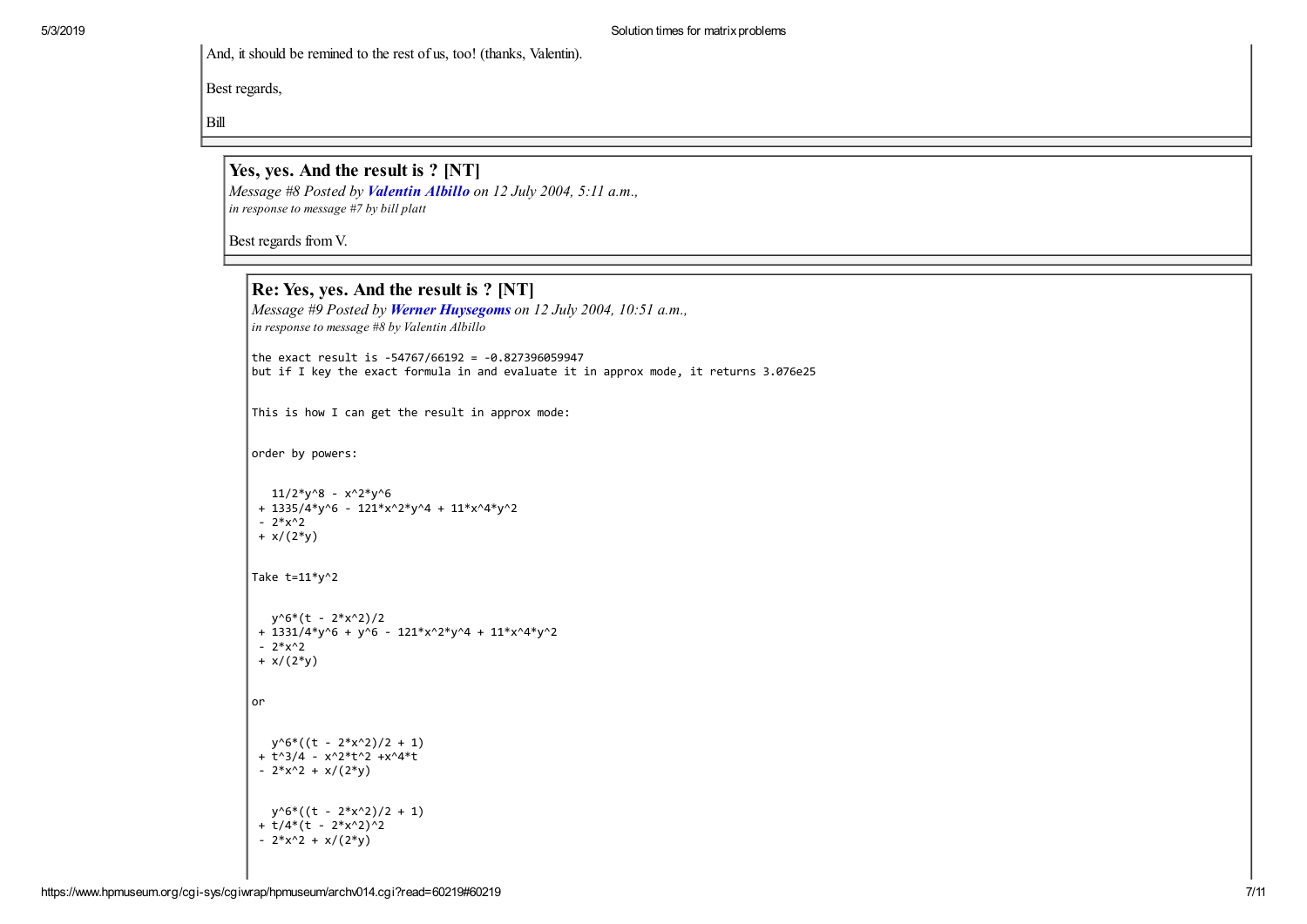And, it should be remined to the rest of us, too! (thanks, Valentin).

Best regards,

Bill

## Yes, yes. And the result is ? [NT]

*Message #8 Posted by* ***Valentin Albillo*** *on 12 July 2004, 5:11 a.m.,*
*in response to message #7 by bill platt*

Best regards from V.

## Re: Yes, yes. And the result is ? [NT]

*Message #9 Posted by* ***Werner Huysegoms*** *on 12 July 2004, 10:51 a.m.,*
*in response to message #8 by Valentin Albillo*

```
the exact result is -54767/66192 = -0.827396059947
but if I key the exact formula in and evaluate it in approx mode, it returns 3.076e25


This is how I can get the result in approx mode:


order by powers:


   11/2*y^8 - x^2*y^6
 + 1335/4*y^6 - 121*x^2*y^4 + 11*x^4*y^2
 - 2*x^2
 + x/(2*y)


Take t=11*y^2


   y^6*(t - 2*x^2)/2
 + 1331/4*y^6 + y^6 - 121*x^2*y^4 + 11*x^4*y^2
 - 2*x^2
 + x/(2*y)


or


   y^6*((t - 2*x^2)/2 + 1)
 + t^3/4 - x^2*t^2 +x^4*t
 - 2*x^2 + x/(2*y)


   y^6*((t - 2*x^2)/2 + 1)
 + t/4*(t - 2*x^2)^2
 - 2*x^2 + x/(2*y)
```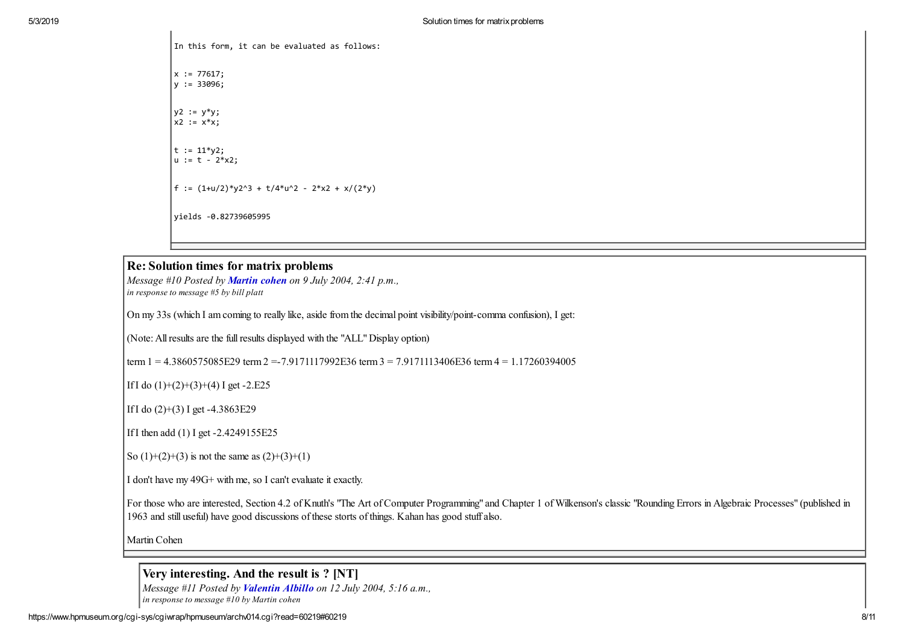```
In this form, it can be evaluated as follows:

x := 77617;
y := 33096;

y2 := y*y;
x2 := x*x;

t := 11*y2;
u := t - 2*x2;

f := (1+u/2)*y2^3 + t/4*u^2 - 2*x2 + x/(2*y)

yields -0.82739605995
```

## Re: Solution times for matrix problems

*Message #10 Posted by **Martin cohen** on 9 July 2004, 2:41 p.m.,*
*in response to message #5 by bill platt*

On my 33s (which I am coming to really like, aside from the decimal point visibility/point-comma confusion), I get:

(Note: All results are the full results displayed with the "ALL" Display option)

term 1 = 4.3860575085E29 term 2 =-7.9171117992E36 term 3 = 7.9171113406E36 term 4 = 1.17260394005

If I do (1)+(2)+(3)+(4) I get -2.E25

If I do (2)+(3) I get -4.3863E29

If I then add (1) I get -2.4249155E25

So (1)+(2)+(3) is not the same as (2)+(3)+(1)

I don't have my 49G+ with me, so I can't evaluate it exactly.

For those who are interested, Section 4.2 of Knuth's "The Art of Computer Programming" and Chapter 1 of Wilkenson's classic "Rounding Errors in Algebraic Processes" (published in 1963 and still useful) have good discussions of these storts of things. Kahan has good stuff also.

Martin Cohen

## Very interesting. And the result is ? [NT]

*Message #11 Posted by **Valentin Albillo** on 12 July 2004, 5:16 a.m.,*
*in response to message #10 by Martin cohen*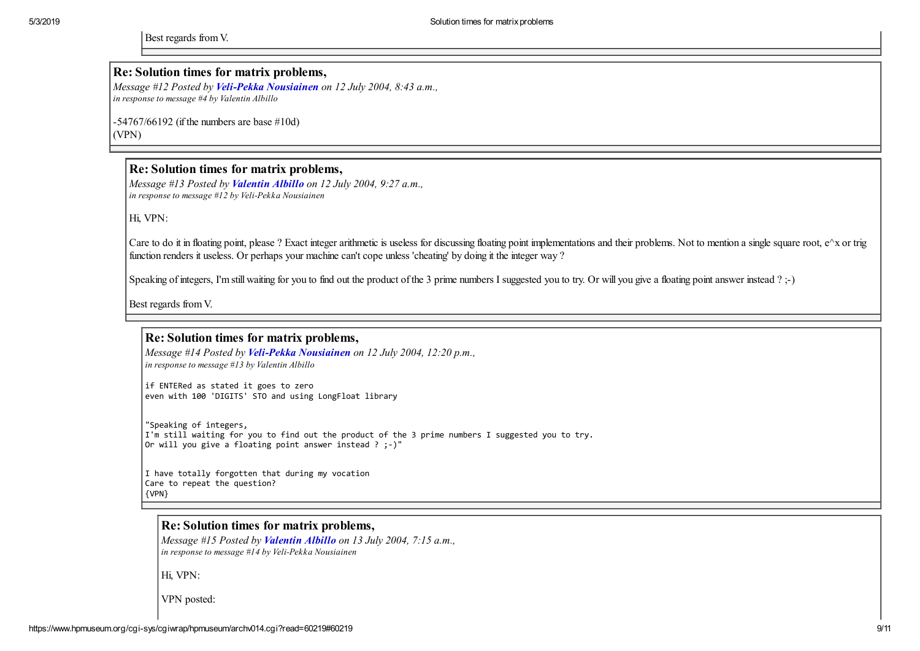Best regards from V.

## Re: Solution times for matrix problems,

*Message #12 Posted by **Veli-Pekka Nousiainen** on 12 July 2004, 8:43 a.m.,*
*in response to message #4 by Valentin Albillo*

-54767/66192 (if the numbers are base #10d)
(VPN)

## Re: Solution times for matrix problems,

*Message #13 Posted by **Valentin Albillo** on 12 July 2004, 9:27 a.m.,*
*in response to message #12 by Veli-Pekka Nousiainen*

Hi, VPN:

Care to do it in floating point, please ? Exact integer arithmetic is useless for discussing floating point implementations and their problems. Not to mention a single square root, e^x or trig function renders it useless. Or perhaps your machine can't cope unless 'cheating' by doing it the integer way ?

Speaking of integers, I'm still waiting for you to find out the product of the 3 prime numbers I suggested you to try. Or will you give a floating point answer instead ? ;-)

Best regards from V.

## Re: Solution times for matrix problems,

*Message #14 Posted by **Veli-Pekka Nousiainen** on 12 July 2004, 12:20 p.m.,*
*in response to message #13 by Valentin Albillo*

```
if ENTERed as stated it goes to zero
even with 100 'DIGITS' STO and using LongFloat library


"Speaking of integers,
I'm still waiting for you to find out the product of the 3 prime numbers I suggested you to try.
Or will you give a floating point answer instead ? ;-)"


I have totally forgotten that during my vocation
Care to repeat the question?
{VPN}
```

## Re: Solution times for matrix problems,

*Message #15 Posted by **Valentin Albillo** on 13 July 2004, 7:15 a.m.,*
*in response to message #14 by Veli-Pekka Nousiainen*

Hi, VPN:

VPN posted: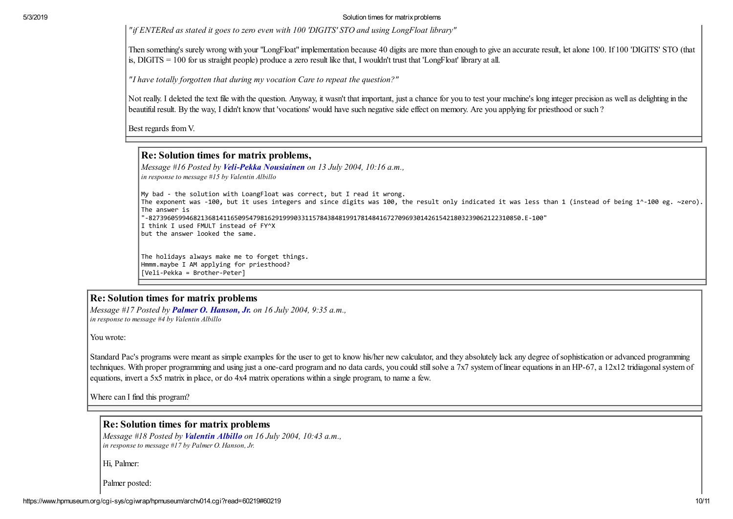*"if ENTERed as stated it goes to zero even with 100 'DIGITS' STO and using LongFloat library"*

Then something's surely wrong with your "LongFloat" implementation because 40 digits are more than enough to give an accurate result, let alone 100. If 100 'DIGITS' STO (that is, DIGITS = 100 for us straight people) produce a zero result like that, I wouldn't trust that 'LongFloat' library at all.

*"I have totally forgotten that during my vocation Care to repeat the question?"*

Not really. I deleted the text file with the question. Anyway, it wasn't that important, just a chance for you to test your machine's long integer precision as well as delighting in the beautiful result. By the way, I didn't know that 'vocations' would have such negative side effect on memory. Are you applying for priesthood or such ?

Best regards from V.

## Re: Solution times for matrix problems,

*Message #16 Posted by **Veli-Pekka Nousiainen** on 13 July 2004, 10:16 a.m.,*
*in response to message #15 by Valentin Albillo*

```
My bad - the solution with LoangFloat was correct, but I read it wrong.
The exponent was -100, but it uses integers and since digits was 100, the result only indicated it was less than 1 (instead of being 1^-100 eg. ~zero).
The answer is
"-827396059946821368141165095479816291999033115784384819917814841672709693014261542180323906212231085O.E-100"
I think I used FMULT instead of FY^X
but the answer looked the same.


The holidays always make me to forget things.
Hmmm.maybe I AM applying for priesthood?
[Veli-Pekka = Brother-Peter]
```

## Re: Solution times for matrix problems

*Message #17 Posted by **Palmer O. Hanson, Jr.** on 16 July 2004, 9:35 a.m.,*
*in response to message #4 by Valentin Albillo*

You wrote:

Standard Pac's programs were meant as simple examples for the user to get to know his/her new calculator, and they absolutely lack any degree of sophistication or advanced programming techniques. With proper programming and using just a one-card program and no data cards, you could still solve a 7x7 system of linear equations in an HP-67, a 12x12 tridiagonal system of equations, invert a 5x5 matrix in place, or do 4x4 matrix operations within a single program, to name a few.

Where can I find this program?

## Re: Solution times for matrix problems

*Message #18 Posted by **Valentin Albillo** on 16 July 2004, 10:43 a.m.,*
*in response to message #17 by Palmer O. Hanson, Jr.*

Hi, Palmer:

Palmer posted: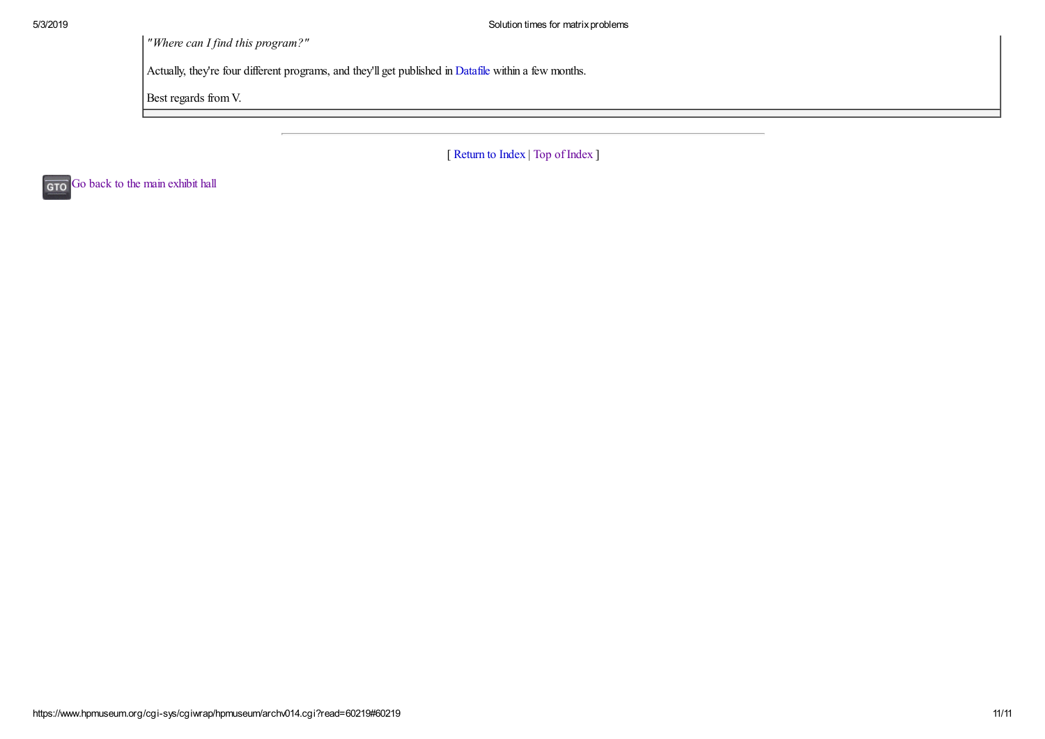*"Where can I find this program?"*

Actually, they're four different programs, and they'll get published in Datafile within a few months.

Best regards from V.

---

[ Return to Index | Top of Index ]

GTO Go back to the main exhibit hall